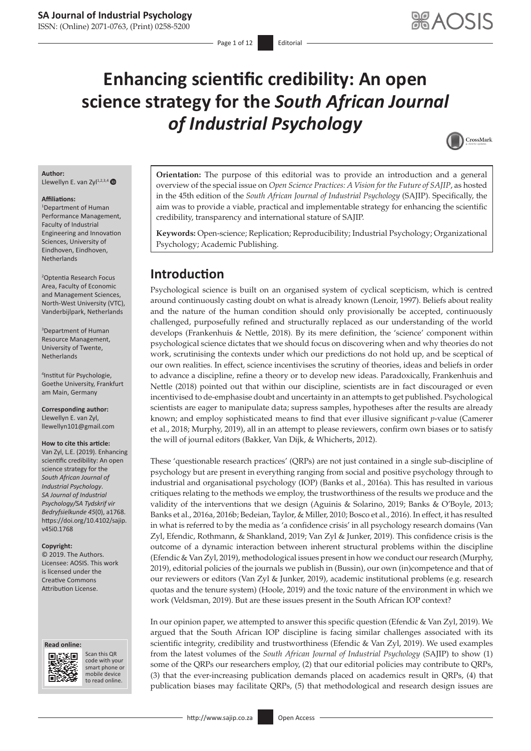# Enhancing scientific credibility: An open science strategy for the *South African Journal of Industrial Psychology*

**Author:**
Llewellyn E. van Zyl[1,2,3,4]

**Affiliations:**
[1]Department of Human Performance Management, Faculty of Industrial Engineering and Innovation Sciences, University of Eindhoven, Eindhoven, Netherlands

[2]Optentia Research Focus Area, Faculty of Economic and Management Sciences, North-West University (VTC), Vanderbijlpark, Netherlands

[3]Department of Human Resource Management, University of Twente, Netherlands

[4]Institut für Psychologie, Goethe University, Frankfurt am Main, Germany

**Corresponding author:**
Llewellyn E. van Zyl,
llewellyn101@gmail.com

**How to cite this article:**
Van Zyl, L.E. (2019). Enhancing scientific credibility: An open science strategy for the *South African Journal of Industrial Psychology*. *SA Journal of Industrial Psychology/SA Tydskrif vir Bedryfsielkunde 45*(0), a1768. https://doi.org/10.4102/sajip.v45i0.1768

**Copyright:**
© 2019. The Authors. Licensee: AOSIS. This work is licensed under the Creative Commons Attribution License.

**Orientation:** The purpose of this editorial was to provide an introduction and a general overview of the special issue on *Open Science Practices: A Vision for the Future of SAJIP*, as hosted in the 45th edition of the *South African Journal of Industrial Psychology* (SAJIP). Specifically, the aim was to provide a viable, practical and implementable strategy for enhancing the scientific credibility, transparency and international stature of SAJIP.

**Keywords:** Open-science; Replication; Reproducibility; Industrial Psychology; Organizational Psychology; Academic Publishing.

## Introduction

Psychological science is built on an organised system of cyclical scepticism, which is centred around continuously casting doubt on what is already known (Lenoir, 1997). Beliefs about reality and the nature of the human condition should only provisionally be accepted, continuously challenged, purposefully refined and structurally replaced as our understanding of the world develops (Frankenhuis & Nettle, 2018). By its mere definition, the 'science' component within psychological science dictates that we should focus on discovering when and why theories do not work, scrutinising the contexts under which our predictions do not hold up, and be sceptical of our own realities. In effect, science incentivises the scrutiny of theories, ideas and beliefs in order to advance a discipline, refine a theory or to develop new ideas. Paradoxically, Frankenhuis and Nettle (2018) pointed out that within our discipline, scientists are in fact discouraged or even incentivised to de-emphasise doubt and uncertainty in an attempts to get published. Psychological scientists are eager to manipulate data; supress samples, hypotheses after the results are already known; and employ sophisticated means to find that ever illusive significant *p*-value (Camerer et al., 2018; Murphy, 2019), all in an attempt to please reviewers, confirm own biases or to satisfy the will of journal editors (Bakker, Van Dijk, & Whicherts, 2012).

These 'questionable research practices' (QRPs) are not just contained in a single sub-discipline of psychology but are present in everything ranging from social and positive psychology through to industrial and organisational psychology (IOP) (Banks et al., 2016a). This has resulted in various critiques relating to the methods we employ, the trustworthiness of the results we produce and the validity of the interventions that we design (Aguinis & Solarino, 2019; Banks & O'Boyle, 2013; Banks et al., 2016a, 2016b; Bedeian, Taylor, & Miller, 2010; Bosco et al., 2016). In effect, it has resulted in what is referred to by the media as 'a confidence crisis' in all psychology research domains (Van Zyl, Efendic, Rothmann, & Shankland, 2019; Van Zyl & Junker, 2019). This confidence crisis is the outcome of a dynamic interaction between inherent structural problems within the discipline (Efendic & Van Zyl, 2019), methodological issues present in how we conduct our research (Murphy, 2019), editorial policies of the journals we publish in (Bussin), our own (in)competence and that of our reviewers or editors (Van Zyl & Junker, 2019), academic institutional problems (e.g. research quotas and the tenure system) (Hoole, 2019) and the toxic nature of the environment in which we work (Veldsman, 2019). But are these issues present in the South African IOP context?

In our opinion paper, we attempted to answer this specific question (Efendic & Van Zyl, 2019). We argued that the South African IOP discipline is facing similar challenges associated with its scientific integrity, credibility and trustworthiness (Efendic & Van Zyl, 2019). We used examples from the latest volumes of the *South African Journal of Industrial Psychology* (SAJIP) to show (1) some of the QRPs our researchers employ, (2) that our editorial policies may contribute to QRPs, (3) that the ever-increasing publication demands placed on academics result in QRPs, (4) that publication biases may facilitate QRPs, (5) that methodological and research design issues are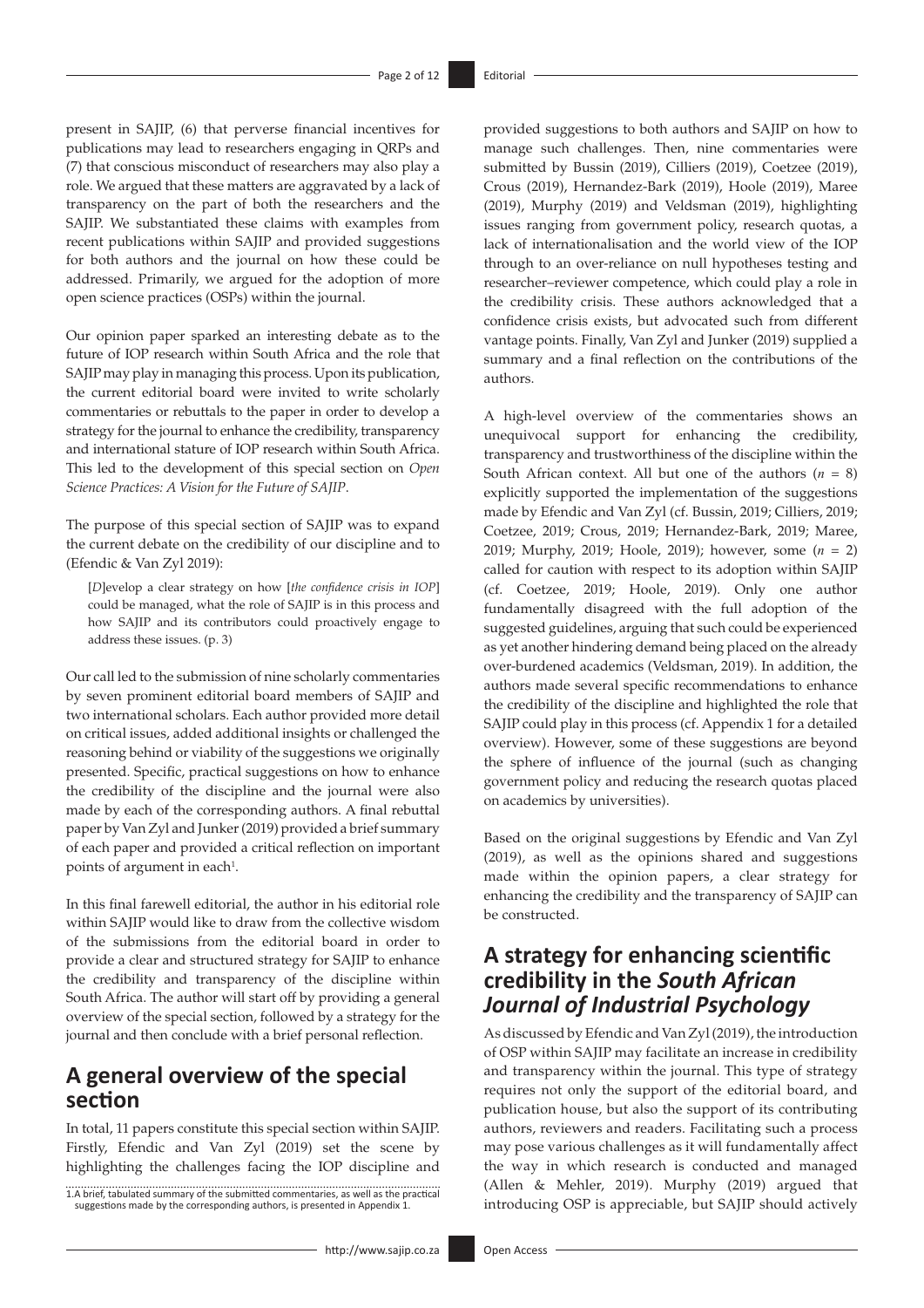present in SAJIP, (6) that perverse financial incentives for publications may lead to researchers engaging in QRPs and (7) that conscious misconduct of researchers may also play a role. We argued that these matters are aggravated by a lack of transparency on the part of both the researchers and the SAJIP. We substantiated these claims with examples from recent publications within SAJIP and provided suggestions for both authors and the journal on how these could be addressed. Primarily, we argued for the adoption of more open science practices (OSPs) within the journal.

Our opinion paper sparked an interesting debate as to the future of IOP research within South Africa and the role that SAJIP may play in managing this process. Upon its publication, the current editorial board were invited to write scholarly commentaries or rebuttals to the paper in order to develop a strategy for the journal to enhance the credibility, transparency and international stature of IOP research within South Africa. This led to the development of this special section on *Open Science Practices: A Vision for the Future of SAJIP*.

The purpose of this special section of SAJIP was to expand the current debate on the credibility of our discipline and to (Efendic & Van Zyl 2019):

> [*D*]evelop a clear strategy on how [*the confidence crisis in IOP*] could be managed, what the role of SAJIP is in this process and how SAJIP and its contributors could proactively engage to address these issues. (p. 3)

Our call led to the submission of nine scholarly commentaries by seven prominent editorial board members of SAJIP and two international scholars. Each author provided more detail on critical issues, added additional insights or challenged the reasoning behind or viability of the suggestions we originally presented. Specific, practical suggestions on how to enhance the credibility of the discipline and the journal were also made by each of the corresponding authors. A final rebuttal paper by Van Zyl and Junker (2019) provided a brief summary of each paper and provided a critical reflection on important points of argument in each[1].

In this final farewell editorial, the author in his editorial role within SAJIP would like to draw from the collective wisdom of the submissions from the editorial board in order to provide a clear and structured strategy for SAJIP to enhance the credibility and transparency of the discipline within South Africa. The author will start off by providing a general overview of the special section, followed by a strategy for the journal and then conclude with a brief personal reflection.

## A general overview of the special section

In total, 11 papers constitute this special section within SAJIP. Firstly, Efendic and Van Zyl (2019) set the scene by highlighting the challenges facing the IOP discipline and provided suggestions to both authors and SAJIP on how to manage such challenges. Then, nine commentaries were submitted by Bussin (2019), Cilliers (2019), Coetzee (2019), Crous (2019), Hernandez-Bark (2019), Hoole (2019), Maree (2019), Murphy (2019) and Veldsman (2019), highlighting issues ranging from government policy, research quotas, a lack of internationalisation and the world view of the IOP through to an over-reliance on null hypotheses testing and researcher–reviewer competence, which could play a role in the credibility crisis. These authors acknowledged that a confidence crisis exists, but advocated such from different vantage points. Finally, Van Zyl and Junker (2019) supplied a summary and a final reflection on the contributions of the authors.

A high-level overview of the commentaries shows an unequivocal support for enhancing the credibility, transparency and trustworthiness of the discipline within the South African context. All but one of the authors ($n$ = 8) explicitly supported the implementation of the suggestions made by Efendic and Van Zyl (cf. Bussin, 2019; Cilliers, 2019; Coetzee, 2019; Crous, 2019; Hernandez-Bark, 2019; Maree, 2019; Murphy, 2019; Hoole, 2019); however, some ($n$ = 2) called for caution with respect to its adoption within SAJIP (cf. Coetzee, 2019; Hoole, 2019). Only one author fundamentally disagreed with the full adoption of the suggested guidelines, arguing that such could be experienced as yet another hindering demand being placed on the already over-burdened academics (Veldsman, 2019). In addition, the authors made several specific recommendations to enhance the credibility of the discipline and highlighted the role that SAJIP could play in this process (cf. Appendix 1 for a detailed overview). However, some of these suggestions are beyond the sphere of influence of the journal (such as changing government policy and reducing the research quotas placed on academics by universities).

Based on the original suggestions by Efendic and Van Zyl (2019), as well as the opinions shared and suggestions made within the opinion papers, a clear strategy for enhancing the credibility and the transparency of SAJIP can be constructed.

## A strategy for enhancing scientific credibility in the *South African Journal of Industrial Psychology*

As discussed by Efendic and Van Zyl (2019), the introduction of OSP within SAJIP may facilitate an increase in credibility and transparency within the journal. This type of strategy requires not only the support of the editorial board, and publication house, but also the support of its contributing authors, reviewers and readers. Facilitating such a process may pose various challenges as it will fundamentally affect the way in which research is conducted and managed (Allen & Mehler, 2019). Murphy (2019) argued that introducing OSP is appreciable, but SAJIP should actively

1. A brief, tabulated summary of the submitted commentaries, as well as the practical suggestions made by the corresponding authors, is presented in Appendix 1.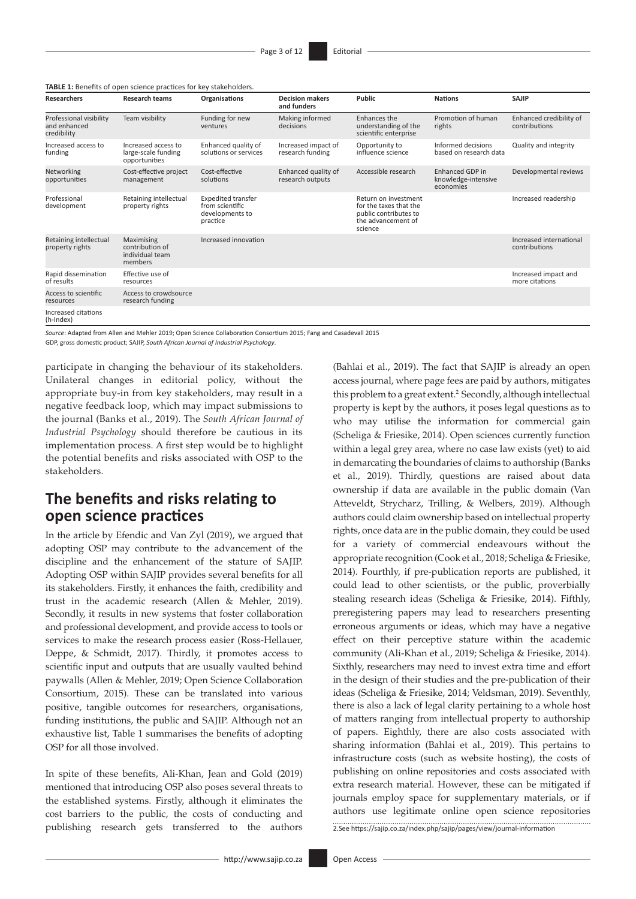**TABLE 1:** Benefits of open science practices for key stakeholders.

| Researchers | Research teams | Organisations | Decision makers and funders | Public | Nations | SAJIP |
|---|---|---|---|---|---|---|
| Professional visibility and enhanced credibility | Team visibility | Funding for new ventures | Making informed decisions | Enhances the understanding of the scientific enterprise | Promotion of human rights | Enhanced credibility of contributions |
| Increased access to funding | Increased access to large-scale funding opportunities | Enhanced quality of solutions or services | Increased impact of research funding | Opportunity to influence science | Informed decisions based on research data | Quality and integrity |
| Networking opportunities | Cost-effective project management | Cost-effective solutions | Enhanced quality of research outputs | Accessible research | Enhanced GDP in knowledge-intensive economies | Developmental reviews |
| Professional development | Retaining intellectual property rights | Expedited transfer from scientific developments to practice | | Return on investment for the taxes that the public contributes to the advancement of science | | Increased readership |
| Retaining intellectual property rights | Maximising contribution of individual team members | Increased innovation | | | | Increased international contributions |
| Rapid dissemination of results | Effective use of resources | | | | | Increased impact and more citations |
| Access to scientific resources | Access to crowdsource research funding | | | | | |
| Increased citations (h-Index) | | | | | | |

*Source*: Adapted from Allen and Mehler 2019; Open Science Collaboration Consortium 2015; Fang and Casadevall 2015

GDP, gross domestic product; SAJIP, *South African Journal of Industrial Psychology*.

participate in changing the behaviour of its stakeholders. Unilateral changes in editorial policy, without the appropriate buy-in from key stakeholders, may result in a negative feedback loop, which may impact submissions to the journal (Banks et al., 2019). The *South African Journal of Industrial Psychology* should therefore be cautious in its implementation process. A first step would be to highlight the potential benefits and risks associated with OSP to the stakeholders.

## The benefits and risks relating to open science practices

In the article by Efendic and Van Zyl (2019), we argued that adopting OSP may contribute to the advancement of the discipline and the enhancement of the stature of SAJIP. Adopting OSP within SAJIP provides several benefits for all its stakeholders. Firstly, it enhances the faith, credibility and trust in the academic research (Allen & Mehler, 2019). Secondly, it results in new systems that foster collaboration and professional development, and provide access to tools or services to make the research process easier (Ross-Hellauer, Deppe, & Schmidt, 2017). Thirdly, it promotes access to scientific input and outputs that are usually vaulted behind paywalls (Allen & Mehler, 2019; Open Science Collaboration Consortium, 2015). These can be translated into various positive, tangible outcomes for researchers, organisations, funding institutions, the public and SAJIP. Although not an exhaustive list, Table 1 summarises the benefits of adopting OSP for all those involved.

In spite of these benefits, Ali-Khan, Jean and Gold (2019) mentioned that introducing OSP also poses several threats to the established systems. Firstly, although it eliminates the cost barriers to the public, the costs of conducting and publishing research gets transferred to the authors (Bahlai et al., 2019). The fact that SAJIP is already an open access journal, where page fees are paid by authors, mitigates this problem to a great extent.[2] Secondly, although intellectual property is kept by the authors, it poses legal questions as to who may utilise the information for commercial gain (Scheliga & Friesike, 2014). Open sciences currently function within a legal grey area, where no case law exists (yet) to aid in demarcating the boundaries of claims to authorship (Banks et al., 2019). Thirdly, questions are raised about data ownership if data are available in the public domain (Van Atteveldt, Strycharz, Trilling, & Welbers, 2019). Although authors could claim ownership based on intellectual property rights, once data are in the public domain, they could be used for a variety of commercial endeavours without the appropriate recognition (Cook et al., 2018; Scheliga & Friesike, 2014). Fourthly, if pre-publication reports are published, it could lead to other scientists, or the public, proverbially stealing research ideas (Scheliga & Friesike, 2014). Fifthly, preregistering papers may lead to researchers presenting erroneous arguments or ideas, which may have a negative effect on their perceptive stature within the academic community (Ali-Khan et al., 2019; Scheliga & Friesike, 2014). Sixthly, researchers may need to invest extra time and effort in the design of their studies and the pre-publication of their ideas (Scheliga & Friesike, 2014; Veldsman, 2019). Seventhly, there is also a lack of legal clarity pertaining to a whole host of matters ranging from intellectual property to authorship of papers. Eighthly, there are also costs associated with sharing information (Bahlai et al., 2019). This pertains to infrastructure costs (such as website hosting), the costs of publishing on online repositories and costs associated with extra research material. However, these can be mitigated if journals employ space for supplementary materials, or if authors use legitimate online open science repositories

2. See https://sajip.co.za/index.php/sajip/pages/view/journal-information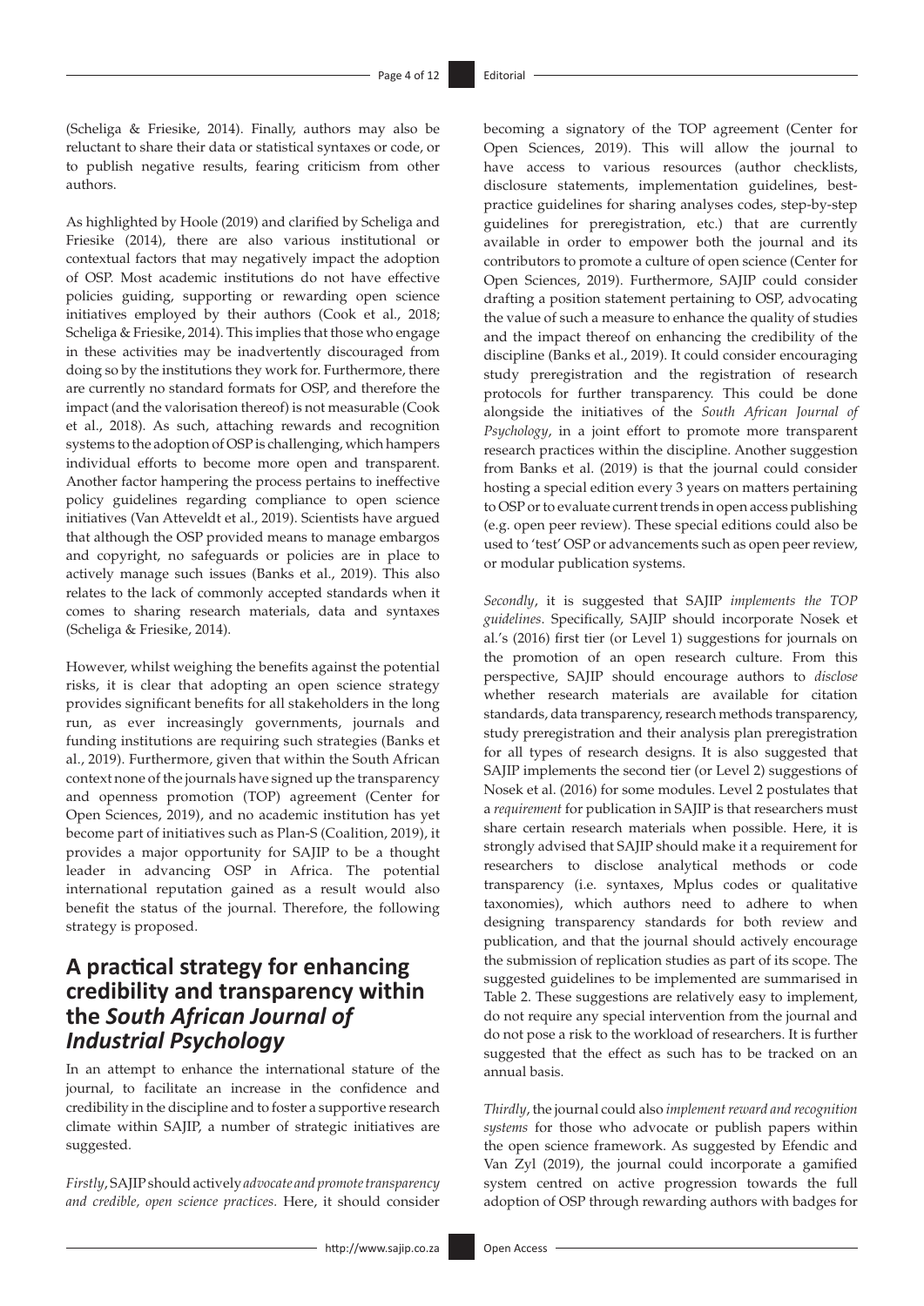(Scheliga & Friesike, 2014). Finally, authors may also be reluctant to share their data or statistical syntaxes or code, or to publish negative results, fearing criticism from other authors.

As highlighted by Hoole (2019) and clarified by Scheliga and Friesike (2014), there are also various institutional or contextual factors that may negatively impact the adoption of OSP. Most academic institutions do not have effective policies guiding, supporting or rewarding open science initiatives employed by their authors (Cook et al., 2018; Scheliga & Friesike, 2014). This implies that those who engage in these activities may be inadvertently discouraged from doing so by the institutions they work for. Furthermore, there are currently no standard formats for OSP, and therefore the impact (and the valorisation thereof) is not measurable (Cook et al., 2018). As such, attaching rewards and recognition systems to the adoption of OSP is challenging, which hampers individual efforts to become more open and transparent. Another factor hampering the process pertains to ineffective policy guidelines regarding compliance to open science initiatives (Van Atteveldt et al., 2019). Scientists have argued that although the OSP provided means to manage embargos and copyright, no safeguards or policies are in place to actively manage such issues (Banks et al., 2019). This also relates to the lack of commonly accepted standards when it comes to sharing research materials, data and syntaxes (Scheliga & Friesike, 2014).

However, whilst weighing the benefits against the potential risks, it is clear that adopting an open science strategy provides significant benefits for all stakeholders in the long run, as ever increasingly governments, journals and funding institutions are requiring such strategies (Banks et al., 2019). Furthermore, given that within the South African context none of the journals have signed up the transparency and openness promotion (TOP) agreement (Center for Open Sciences, 2019), and no academic institution has yet become part of initiatives such as Plan-S (Coalition, 2019), it provides a major opportunity for SAJIP to be a thought leader in advancing OSP in Africa. The potential international reputation gained as a result would also benefit the status of the journal. Therefore, the following strategy is proposed.

## A practical strategy for enhancing credibility and transparency within the *South African Journal of Industrial Psychology*

In an attempt to enhance the international stature of the journal, to facilitate an increase in the confidence and credibility in the discipline and to foster a supportive research climate within SAJIP, a number of strategic initiatives are suggested.

*Firstly*, SAJIP should actively *advocate and promote transparency and credible, open science practices.* Here, it should consider becoming a signatory of the TOP agreement (Center for Open Sciences, 2019). This will allow the journal to have access to various resources (author checklists, disclosure statements, implementation guidelines, best-practice guidelines for sharing analyses codes, step-by-step guidelines for preregistration, etc.) that are currently available in order to empower both the journal and its contributors to promote a culture of open science (Center for Open Sciences, 2019). Furthermore, SAJIP could consider drafting a position statement pertaining to OSP, advocating the value of such a measure to enhance the quality of studies and the impact thereof on enhancing the credibility of the discipline (Banks et al., 2019). It could consider encouraging study preregistration and the registration of research protocols for further transparency. This could be done alongside the initiatives of the *South African Journal of Psychology*, in a joint effort to promote more transparent research practices within the discipline. Another suggestion from Banks et al. (2019) is that the journal could consider hosting a special edition every 3 years on matters pertaining to OSP or to evaluate current trends in open access publishing (e.g. open peer review). These special editions could also be used to 'test' OSP or advancements such as open peer review, or modular publication systems.

*Secondly*, it is suggested that SAJIP *implements the TOP guidelines*. Specifically, SAJIP should incorporate Nosek et al.'s (2016) first tier (or Level 1) suggestions for journals on the promotion of an open research culture. From this perspective, SAJIP should encourage authors to *disclose* whether research materials are available for citation standards, data transparency, research methods transparency, study preregistration and their analysis plan preregistration for all types of research designs. It is also suggested that SAJIP implements the second tier (or Level 2) suggestions of Nosek et al. (2016) for some modules. Level 2 postulates that a *requirement* for publication in SAJIP is that researchers must share certain research materials when possible. Here, it is strongly advised that SAJIP should make it a requirement for researchers to disclose analytical methods or code transparency (i.e. syntaxes, Mplus codes or qualitative taxonomies), which authors need to adhere to when designing transparency standards for both review and publication, and that the journal should actively encourage the submission of replication studies as part of its scope. The suggested guidelines to be implemented are summarised in Table 2. These suggestions are relatively easy to implement, do not require any special intervention from the journal and do not pose a risk to the workload of researchers. It is further suggested that the effect as such has to be tracked on an annual basis.

*Thirdly*, the journal could also *implement reward and recognition systems* for those who advocate or publish papers within the open science framework. As suggested by Efendic and Van Zyl (2019), the journal could incorporate a gamified system centred on active progression towards the full adoption of OSP through rewarding authors with badges for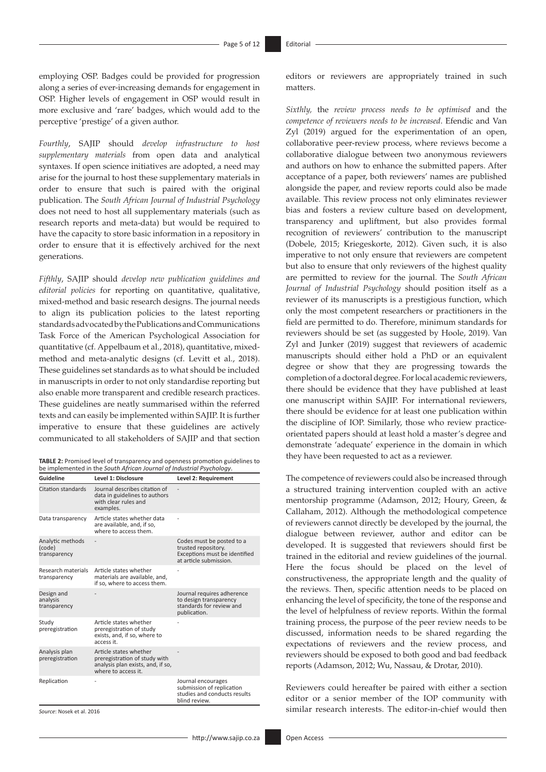employing OSP. Badges could be provided for progression along a series of ever-increasing demands for engagement in OSP. Higher levels of engagement in OSP would result in more exclusive and 'rare' badges, which would add to the perceptive 'prestige' of a given author.

*Fourthly*, SAJIP should *develop infrastructure to host supplementary materials* from open data and analytical syntaxes. If open science initiatives are adopted, a need may arise for the journal to host these supplementary materials in order to ensure that such is paired with the original publication. The *South African Journal of Industrial Psychology* does not need to host all supplementary materials (such as research reports and meta-data) but would be required to have the capacity to store basic information in a repository in order to ensure that it is effectively archived for the next generations.

*Fifthly*, SAJIP should *develop new publication guidelines and editorial policies* for reporting on quantitative, qualitative, mixed-method and basic research designs. The journal needs to align its publication policies to the latest reporting standards advocated by the Publications and Communications Task Force of the American Psychological Association for quantitative (cf. Appelbaum et al., 2018), quantitative, mixed-method and meta-analytic designs (cf. Levitt et al., 2018). These guidelines set standards as to what should be included in manuscripts in order to not only standardise reporting but also enable more transparent and credible research practices. These guidelines are neatly summarised within the referred texts and can easily be implemented within SAJIP. It is further imperative to ensure that these guidelines are actively communicated to all stakeholders of SAJIP and that section editors or reviewers are appropriately trained in such matters.

**TABLE 2:** Promised level of transparency and openness promotion guidelines to be implemented in the *South African Journal of Industrial Psychology*.

| Guideline | Level 1: Disclosure | Level 2: Requirement |
|---|---|---|
| Citation standards | Journal describes citation of data in guidelines to authors with clear rules and examples. | - |
| Data transparency | Article states whether data are available, and, if so, where to access them. | - |
| Analytic methods (code) transparency | - | Codes must be posted to a trusted repository. Exceptions must be identified at article submission. |
| Research materials transparency | Article states whether materials are available, and, if so, where to access them. | - |
| Design and analysis transparency | - | Journal requires adherence to design transparency standards for review and publication. |
| Study preregistration | Article states whether preregistration of study exists, and, if so, where to access it. | - |
| Analysis plan preregistration | Article states whether preregistration of study with analysis plan exists, and, if so, where to access it. | - |
| Replication | - | Journal encourages submission of replication studies and conducts results blind review. |

*Source*: Nosek et al. 2016

*Sixthly,* the *review process needs to be optimised* and the *competence of reviewers needs to be increased*. Efendic and Van Zyl (2019) argued for the experimentation of an open, collaborative peer-review process, where reviews become a collaborative dialogue between two anonymous reviewers and authors on how to enhance the submitted papers. After acceptance of a paper, both reviewers' names are published alongside the paper, and review reports could also be made available. This review process not only eliminates reviewer bias and fosters a review culture based on development, transparency and upliftment, but also provides formal recognition of reviewers' contribution to the manuscript (Dobele, 2015; Kriegeskorte, 2012). Given such, it is also imperative to not only ensure that reviewers are competent but also to ensure that only reviewers of the highest quality are permitted to review for the journal. The *South African Journal of Industrial Psychology* should position itself as a reviewer of its manuscripts is a prestigious function, which only the most competent researchers or practitioners in the field are permitted to do. Therefore, minimum standards for reviewers should be set (as suggested by Hoole, 2019). Van Zyl and Junker (2019) suggest that reviewers of academic manuscripts should either hold a PhD or an equivalent degree or show that they are progressing towards the completion of a doctoral degree. For local academic reviewers, there should be evidence that they have published at least one manuscript within SAJIP. For international reviewers, there should be evidence for at least one publication within the discipline of IOP. Similarly, those who review practice-orientated papers should at least hold a master's degree and demonstrate 'adequate' experience in the domain in which they have been requested to act as a reviewer.

The competence of reviewers could also be increased through a structured training intervention coupled with an active mentorship programme (Adamson, 2012; Houry, Green, & Callaham, 2012). Although the methodological competence of reviewers cannot directly be developed by the journal, the dialogue between reviewer, author and editor can be developed. It is suggested that reviewers should first be trained in the editorial and review guidelines of the journal. Here the focus should be placed on the level of constructiveness, the appropriate length and the quality of the reviews. Then, specific attention needs to be placed on enhancing the level of specificity, the tone of the response and the level of helpfulness of review reports. Within the formal training process, the purpose of the peer review needs to be discussed, information needs to be shared regarding the expectations of reviewers and the review process, and reviewers should be exposed to both good and bad feedback reports (Adamson, 2012; Wu, Nassau, & Drotar, 2010).

Reviewers could hereafter be paired with either a section editor or a senior member of the IOP community with similar research interests. The editor-in-chief would then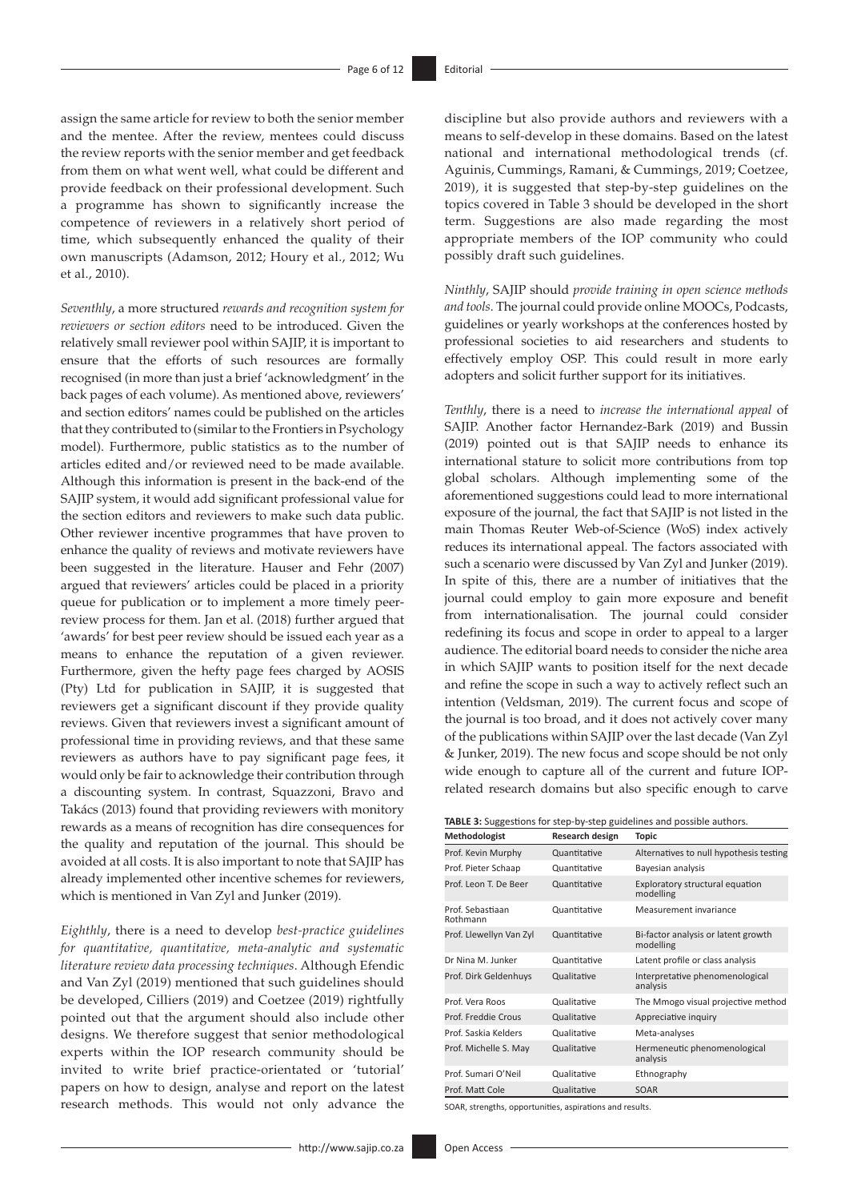assign the same article for review to both the senior member and the mentee. After the review, mentees could discuss the review reports with the senior member and get feedback from them on what went well, what could be different and provide feedback on their professional development. Such a programme has shown to significantly increase the competence of reviewers in a relatively short period of time, which subsequently enhanced the quality of their own manuscripts (Adamson, 2012; Houry et al., 2012; Wu et al., 2010).

*Seventhly*, a more structured *rewards and recognition system for reviewers or section editors* need to be introduced. Given the relatively small reviewer pool within SAJIP, it is important to ensure that the efforts of such resources are formally recognised (in more than just a brief 'acknowledgment' in the back pages of each volume). As mentioned above, reviewers' and section editors' names could be published on the articles that they contributed to (similar to the Frontiers in Psychology model). Furthermore, public statistics as to the number of articles edited and/or reviewed need to be made available. Although this information is present in the back-end of the SAJIP system, it would add significant professional value for the section editors and reviewers to make such data public. Other reviewer incentive programmes that have proven to enhance the quality of reviews and motivate reviewers have been suggested in the literature. Hauser and Fehr (2007) argued that reviewers' articles could be placed in a priority queue for publication or to implement a more timely peer-review process for them. Jan et al. (2018) further argued that 'awards' for best peer review should be issued each year as a means to enhance the reputation of a given reviewer. Furthermore, given the hefty page fees charged by AOSIS (Pty) Ltd for publication in SAJIP, it is suggested that reviewers get a significant discount if they provide quality reviews. Given that reviewers invest a significant amount of professional time in providing reviews, and that these same reviewers as authors have to pay significant page fees, it would only be fair to acknowledge their contribution through a discounting system. In contrast, Squazzoni, Bravo and Takács (2013) found that providing reviewers with monitory rewards as a means of recognition has dire consequences for the quality and reputation of the journal. This should be avoided at all costs. It is also important to note that SAJIP has already implemented other incentive schemes for reviewers, which is mentioned in Van Zyl and Junker (2019).

*Eighthly*, there is a need to develop *best-practice guidelines for quantitative, quantitative, meta-analytic and systematic literature review data processing techniques*. Although Efendic and Van Zyl (2019) mentioned that such guidelines should be developed, Cilliers (2019) and Coetzee (2019) rightfully pointed out that the argument should also include other designs. We therefore suggest that senior methodological experts within the IOP research community should be invited to write brief practice-orientated or 'tutorial' papers on how to design, analyse and report on the latest research methods. This would not only advance the discipline but also provide authors and reviewers with a means to self-develop in these domains. Based on the latest national and international methodological trends (cf. Aguinis, Cummings, Ramani, & Cummings, 2019; Coetzee, 2019), it is suggested that step-by-step guidelines on the topics covered in Table 3 should be developed in the short term. Suggestions are also made regarding the most appropriate members of the IOP community who could possibly draft such guidelines.

*Ninthly*, SAJIP should *provide training in open science methods and tools*. The journal could provide online MOOCs, Podcasts, guidelines or yearly workshops at the conferences hosted by professional societies to aid researchers and students to effectively employ OSP. This could result in more early adopters and solicit further support for its initiatives.

*Tenthly*, there is a need to *increase the international appeal* of SAJIP. Another factor Hernandez-Bark (2019) and Bussin (2019) pointed out is that SAJIP needs to enhance its international stature to solicit more contributions from top global scholars. Although implementing some of the aforementioned suggestions could lead to more international exposure of the journal, the fact that SAJIP is not listed in the main Thomas Reuter Web-of-Science (WoS) index actively reduces its international appeal. The factors associated with such a scenario were discussed by Van Zyl and Junker (2019). In spite of this, there are a number of initiatives that the journal could employ to gain more exposure and benefit from internationalisation. The journal could consider redefining its focus and scope in order to appeal to a larger audience. The editorial board needs to consider the niche area in which SAJIP wants to position itself for the next decade and refine the scope in such a way to actively reflect such an intention (Veldsman, 2019). The current focus and scope of the journal is too broad, and it does not actively cover many of the publications within SAJIP over the last decade (Van Zyl & Junker, 2019). The new focus and scope should be not only wide enough to capture all of the current and future IOP-related research domains but also specific enough to carve

**TABLE 3:** Suggestions for step-by-step guidelines and possible authors.

| Methodologist | Research design | Topic |
|---|---|---|
| Prof. Kevin Murphy | Quantitative | Alternatives to null hypothesis testing |
| Prof. Pieter Schaap | Quantitative | Bayesian analysis |
| Prof. Leon T. De Beer | Quantitative | Exploratory structural equation modelling |
| Prof. Sebastiaan Rothmann | Quantitative | Measurement invariance |
| Prof. Llewellyn Van Zyl | Quantitative | Bi-factor analysis or latent growth modelling |
| Dr Nina M. Junker | Quantitative | Latent profile or class analysis |
| Prof. Dirk Geldenhuys | Qualitative | Interpretative phenomenological analysis |
| Prof. Vera Roos | Qualitative | The Mmogo visual projective method |
| Prof. Freddie Crous | Qualitative | Appreciative inquiry |
| Prof. Saskia Kelders | Qualitative | Meta-analyses |
| Prof. Michelle S. May | Qualitative | Hermeneutic phenomenological analysis |
| Prof. Sumari O'Neil | Qualitative | Ethnography |
| Prof. Matt Cole | Qualitative | SOAR |

SOAR, strengths, opportunities, aspirations and results.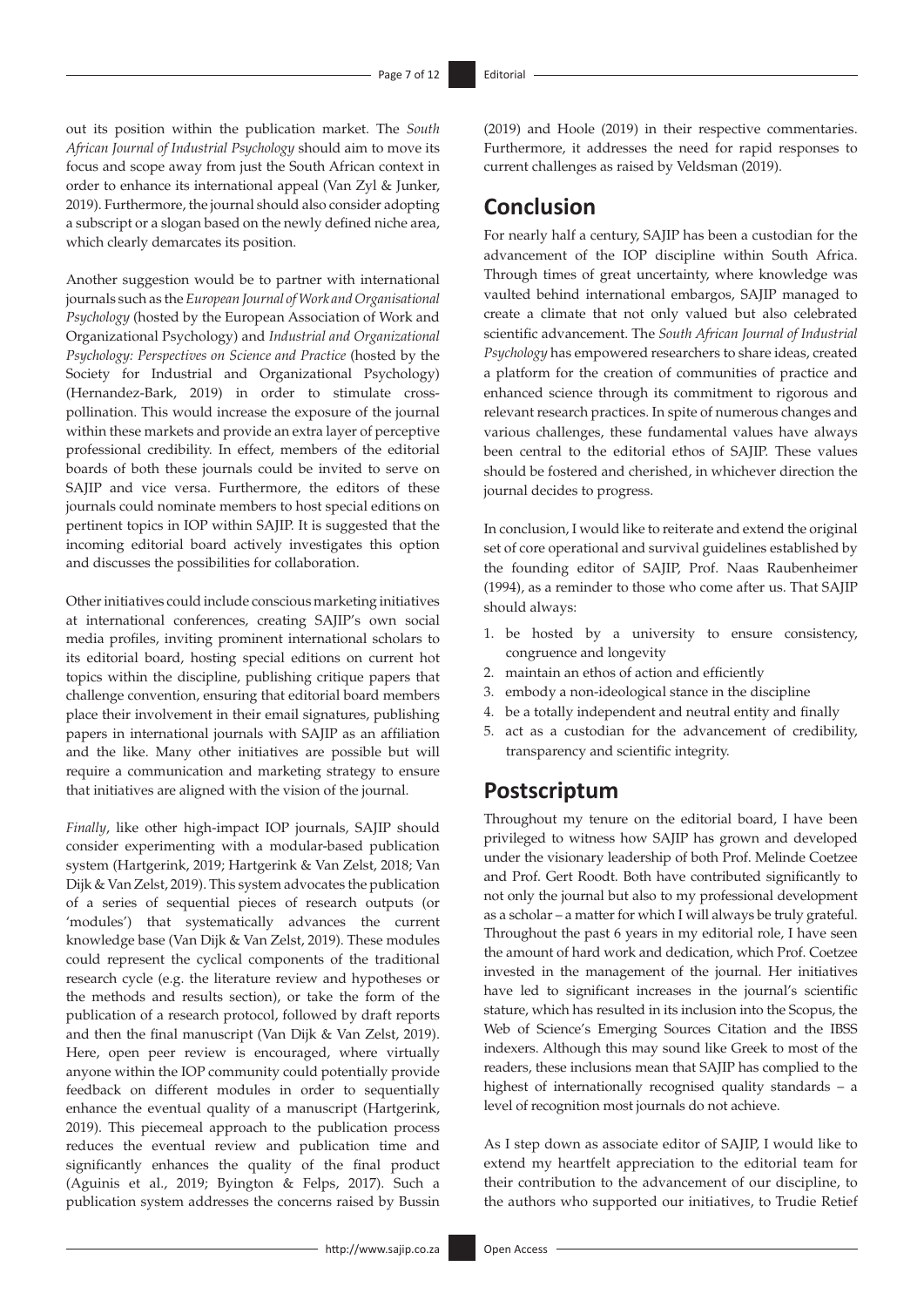out its position within the publication market. The *South African Journal of Industrial Psychology* should aim to move its focus and scope away from just the South African context in order to enhance its international appeal (Van Zyl & Junker, 2019). Furthermore, the journal should also consider adopting a subscript or a slogan based on the newly defined niche area, which clearly demarcates its position.

Another suggestion would be to partner with international journals such as the *European Journal of Work and Organisational Psychology* (hosted by the European Association of Work and Organizational Psychology) and *Industrial and Organizational Psychology: Perspectives on Science and Practice* (hosted by the Society for Industrial and Organizational Psychology) (Hernandez-Bark, 2019) in order to stimulate cross-pollination. This would increase the exposure of the journal within these markets and provide an extra layer of perceptive professional credibility. In effect, members of the editorial boards of both these journals could be invited to serve on SAJIP and vice versa. Furthermore, the editors of these journals could nominate members to host special editions on pertinent topics in IOP within SAJIP. It is suggested that the incoming editorial board actively investigates this option and discusses the possibilities for collaboration.

Other initiatives could include conscious marketing initiatives at international conferences, creating SAJIP's own social media profiles, inviting prominent international scholars to its editorial board, hosting special editions on current hot topics within the discipline, publishing critique papers that challenge convention, ensuring that editorial board members place their involvement in their email signatures, publishing papers in international journals with SAJIP as an affiliation and the like. Many other initiatives are possible but will require a communication and marketing strategy to ensure that initiatives are aligned with the vision of the journal.

*Finally*, like other high-impact IOP journals, SAJIP should consider experimenting with a modular-based publication system (Hartgerink, 2019; Hartgerink & Van Zelst, 2018; Van Dijk & Van Zelst, 2019). This system advocates the publication of a series of sequential pieces of research outputs (or 'modules') that systematically advances the current knowledge base (Van Dijk & Van Zelst, 2019). These modules could represent the cyclical components of the traditional research cycle (e.g. the literature review and hypotheses or the methods and results section), or take the form of the publication of a research protocol, followed by draft reports and then the final manuscript (Van Dijk & Van Zelst, 2019). Here, open peer review is encouraged, where virtually anyone within the IOP community could potentially provide feedback on different modules in order to sequentially enhance the eventual quality of a manuscript (Hartgerink, 2019). This piecemeal approach to the publication process reduces the eventual review and publication time and significantly enhances the quality of the final product (Aguinis et al., 2019; Byington & Felps, 2017). Such a publication system addresses the concerns raised by Bussin (2019) and Hoole (2019) in their respective commentaries. Furthermore, it addresses the need for rapid responses to current challenges as raised by Veldsman (2019).

## Conclusion

For nearly half a century, SAJIP has been a custodian for the advancement of the IOP discipline within South Africa. Through times of great uncertainty, where knowledge was vaulted behind international embargos, SAJIP managed to create a climate that not only valued but also celebrated scientific advancement. The *South African Journal of Industrial Psychology* has empowered researchers to share ideas, created a platform for the creation of communities of practice and enhanced science through its commitment to rigorous and relevant research practices. In spite of numerous changes and various challenges, these fundamental values have always been central to the editorial ethos of SAJIP. These values should be fostered and cherished, in whichever direction the journal decides to progress.

In conclusion, I would like to reiterate and extend the original set of core operational and survival guidelines established by the founding editor of SAJIP, Prof. Naas Raubenheimer (1994), as a reminder to those who come after us. That SAJIP should always:

1. be hosted by a university to ensure consistency, congruence and longevity
2. maintain an ethos of action and efficiently
3. embody a non-ideological stance in the discipline
4. be a totally independent and neutral entity and finally
5. act as a custodian for the advancement of credibility, transparency and scientific integrity.

## Postscriptum

Throughout my tenure on the editorial board, I have been privileged to witness how SAJIP has grown and developed under the visionary leadership of both Prof. Melinde Coetzee and Prof. Gert Roodt. Both have contributed significantly to not only the journal but also to my professional development as a scholar – a matter for which I will always be truly grateful. Throughout the past 6 years in my editorial role, I have seen the amount of hard work and dedication, which Prof. Coetzee invested in the management of the journal. Her initiatives have led to significant increases in the journal's scientific stature, which has resulted in its inclusion into the Scopus, the Web of Science's Emerging Sources Citation and the IBSS indexers. Although this may sound like Greek to most of the readers, these inclusions mean that SAJIP has complied to the highest of internationally recognised quality standards – a level of recognition most journals do not achieve.

As I step down as associate editor of SAJIP, I would like to extend my heartfelt appreciation to the editorial team for their contribution to the advancement of our discipline, to the authors who supported our initiatives, to Trudie Retief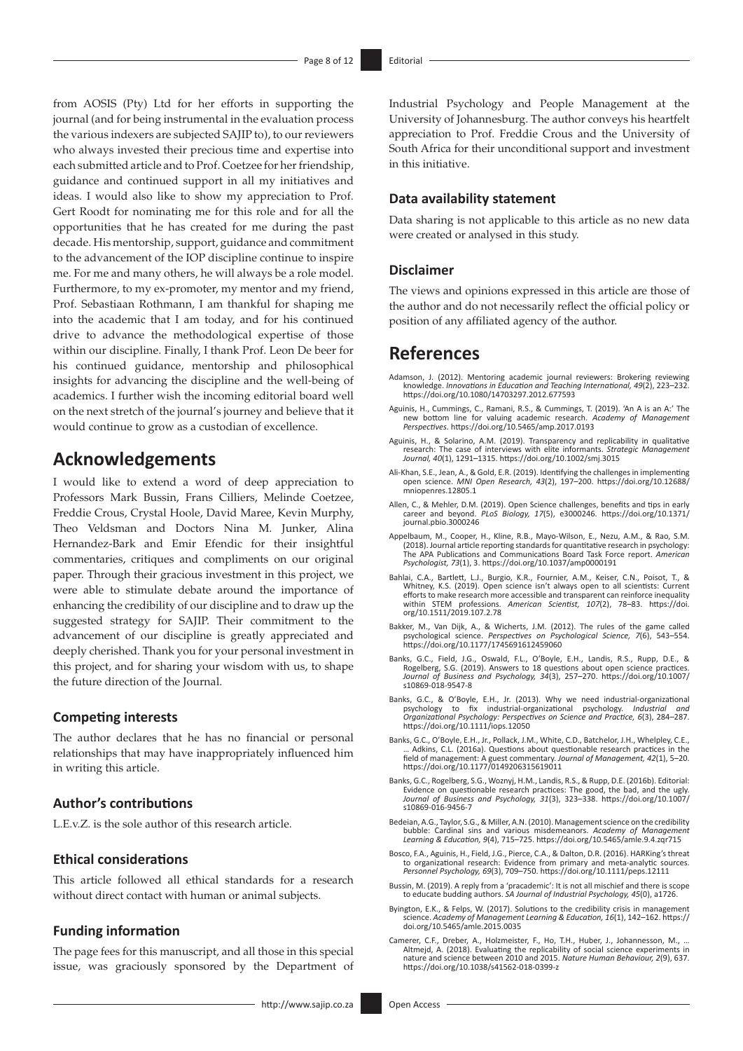from AOSIS (Pty) Ltd for her efforts in supporting the journal (and for being instrumental in the evaluation process the various indexers are subjected SAJIP to), to our reviewers who always invested their precious time and expertise into each submitted article and to Prof. Coetzee for her friendship, guidance and continued support in all my initiatives and ideas. I would also like to show my appreciation to Prof. Gert Roodt for nominating me for this role and for all the opportunities that he has created for me during the past decade. His mentorship, support, guidance and commitment to the advancement of the IOP discipline continue to inspire me. For me and many others, he will always be a role model. Furthermore, to my ex-promoter, my mentor and my friend, Prof. Sebastiaan Rothmann, I am thankful for shaping me into the academic that I am today, and for his continued drive to advance the methodological expertise of those within our discipline. Finally, I thank Prof. Leon De beer for his continued guidance, mentorship and philosophical insights for advancing the discipline and the well-being of academics. I further wish the incoming editorial board well on the next stretch of the journal's journey and believe that it would continue to grow as a custodian of excellence.

# Acknowledgements

I would like to extend a word of deep appreciation to Professors Mark Bussin, Frans Cilliers, Melinde Coetzee, Freddie Crous, Crystal Hoole, David Maree, Kevin Murphy, Theo Veldsman and Doctors Nina M. Junker, Alina Hernandez-Bark and Emir Efendic for their insightful commentaries, critiques and compliments on our original paper. Through their gracious investment in this project, we were able to stimulate debate around the importance of enhancing the credibility of our discipline and to draw up the suggested strategy for SAJIP. Their commitment to the advancement of our discipline is greatly appreciated and deeply cherished. Thank you for your personal investment in this project, and for sharing your wisdom with us, to shape the future direction of the Journal.

### Competing interests

The author declares that he has no financial or personal relationships that may have inappropriately influenced him in writing this article.

### Author's contributions

L.E.v.Z. is the sole author of this research article.

### Ethical considerations

This article followed all ethical standards for a research without direct contact with human or animal subjects.

### Funding information

The page fees for this manuscript, and all those in this special issue, was graciously sponsored by the Department of Industrial Psychology and People Management at the University of Johannesburg. The author conveys his heartfelt appreciation to Prof. Freddie Crous and the University of South Africa for their unconditional support and investment in this initiative.

### Data availability statement

Data sharing is not applicable to this article as no new data were created or analysed in this study.

### Disclaimer

The views and opinions expressed in this article are those of the author and do not necessarily reflect the official policy or position of any affiliated agency of the author.

# References

Adamson, J. (2012). Mentoring academic journal reviewers: Brokering reviewing knowledge. *Innovations in Education and Teaching International, 49*(2), 223–232. https://doi.org/10.1080/14703297.2012.677593

Aguinis, H., Cummings, C., Ramani, R.S., & Cummings, T. (2019). 'An A is an A:' The new bottom line for valuing academic research. *Academy of Management Perspectives*. https://doi.org/10.5465/amp.2017.0193

Aguinis, H., & Solarino, A.M. (2019). Transparency and replicability in qualitative research: The case of interviews with elite informants. *Strategic Management Journal, 40*(1), 1291–1315. https://doi.org/10.1002/smj.3015

Ali-Khan, S.E., Jean, A., & Gold, E.R. (2019). Identifying the challenges in implementing open science. *MNI Open Research, 43*(2), 197–200. https://doi.org/10.12688/mniopenres.12805.1

Allen, C., & Mehler, D.M. (2019). Open Science challenges, benefits and tips in early career and beyond. *PLoS Biology, 17*(5), e3000246. https://doi.org/10.1371/journal.pbio.3000246

Appelbaum, M., Cooper, H., Kline, R.B., Mayo-Wilson, E., Nezu, A.M., & Rao, S.M. (2018). Journal article reporting standards for quantitative research in psychology: The APA Publications and Communications Board Task Force report. *American Psychologist, 73*(1), 3. https://doi.org/10.1037/amp0000191

Bahlai, C.A., Bartlett, L.J., Burgio, K.R., Fournier, A.M., Keiser, C.N., Poisot, T., & Whitney, K.S. (2019). Open science isn't always open to all scientists: Current efforts to make research more accessible and transparent can reinforce inequality within STEM professions. *American Scientist, 107*(2), 78–83. https://doi.org/10.1511/2019.107.2.78

Bakker, M., Van Dijk, A., & Wicherts, J.M. (2012). The rules of the game called psychological science. *Perspectives on Psychological Science, 7*(6), 543–554. https://doi.org/10.1177/1745691612459060

Banks, G.C., Field, J.G., Oswald, F.L., O'Boyle, E.H., Landis, R.S., Rupp, D.E., & Rogelberg, S.G. (2019). Answers to 18 questions about open science practices. *Journal of Business and Psychology, 34*(3), 257–270. https://doi.org/10.1007/s10869-018-9547-8

Banks, G.C., & O'Boyle, E.H., Jr. (2013). Why we need industrial-organizational psychology to fix industrial-organizational psychology. *Industrial and Organizational Psychology: Perspectives on Science and Practice, 6*(3), 284–287. https://doi.org/10.1111/iops.12050

Banks, G.C., O'Boyle, E.H., Jr., Pollack, J.M., White, C.D., Batchelor, J.H., Whelpley, C.E., … Adkins, C.L. (2016a). Questions about questionable research practices in the field of management: A guest commentary. *Journal of Management, 42*(1), 5–20. https://doi.org/10.1177/0149206315619011

Banks, G.C., Rogelberg, S.G., Woznyj, H.M., Landis, R.S., & Rupp, D.E. (2016b). Editorial: Evidence on questionable research practices: The good, the bad, and the ugly. *Journal of Business and Psychology, 31*(3), 323–338. https://doi.org/10.1007/s10869-016-9456-7

Bedeian, A.G., Taylor, S.G., & Miller, A.N. (2010). Management science on the credibility bubble: Cardinal sins and various misdemeanors. *Academy of Management Learning & Education, 9*(4), 715–725. https://doi.org/10.5465/amle.9.4.zqr715

Bosco, F.A., Aguinis, H., Field, J.G., Pierce, C.A., & Dalton, D.R. (2016). HARKing's threat to organizational research: Evidence from primary and meta-analytic sources. *Personnel Psychology, 69*(3), 709–750. https://doi.org/10.1111/peps.12111

Bussin, M. (2019). A reply from a 'pracademic': It is not all mischief and there is scope to educate budding authors. *SA Journal of Industrial Psychology, 45*(0), a1726.

Byington, E.K., & Felps, W. (2017). Solutions to the credibility crisis in management science. *Academy of Management Learning & Education, 16*(1), 142–162. https://doi.org/10.5465/amle.2015.0035

Camerer, C.F., Dreber, A., Holzmeister, F., Ho, T.H., Huber, J., Johannesson, M., … Altmejd, A. (2018). Evaluating the replicability of social science experiments in nature and science between 2010 and 2015. *Nature Human Behaviour, 2*(9), 637. https://doi.org/10.1038/s41562-018-0399-z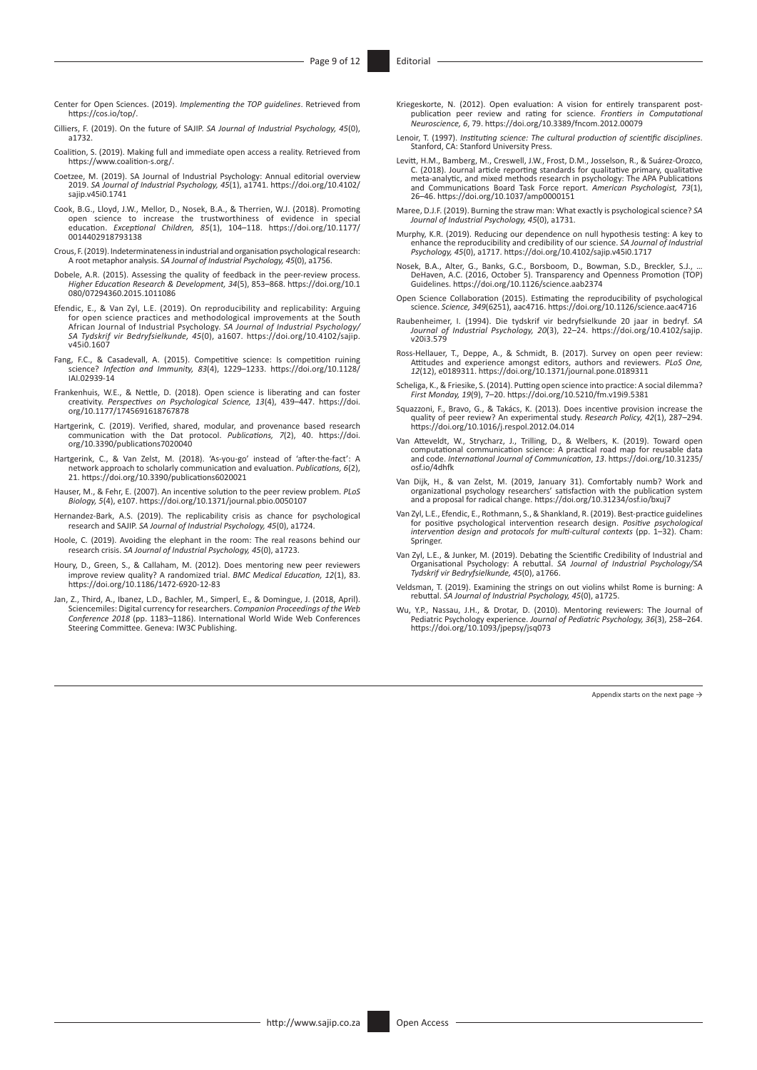Center for Open Sciences. (2019). *Implementing the TOP guidelines*. Retrieved from https://cos.io/top/.

Cilliers, F. (2019). On the future of SAJIP. *SA Journal of Industrial Psychology, 45*(0), a1732.

Coalition, S. (2019). Making full and immediate open access a reality. Retrieved from https://www.coalition-s.org/.

Coetzee, M. (2019). SA Journal of Industrial Psychology: Annual editorial overview 2019. *SA Journal of Industrial Psychology, 45*(1), a1741. https://doi.org/10.4102/sajip.v45i0.1741

Cook, B.G., Lloyd, J.W., Mellor, D., Nosek, B.A., & Therrien, W.J. (2018). Promoting open science to increase the trustworthiness of evidence in special education. *Exceptional Children, 85*(1), 104–118. https://doi.org/10.1177/0014402918793138

Crous, F. (2019). Indeterminateness in industrial and organisation psychological research: A root metaphor analysis. *SA Journal of Industrial Psychology, 45*(0), a1756.

Dobele, A.R. (2015). Assessing the quality of feedback in the peer-review process. *Higher Education Research & Development, 34*(5), 853–868. https://doi.org/10.1080/07294360.2015.1011086

Efendic, E., & Van Zyl, L.E. (2019). On reproducibility and replicability: Arguing for open science practices and methodological improvements at the South African Journal of Industrial Psychology. *SA Journal of Industrial Psychology/SA Tydskrif vir Bedryfsielkunde, 45*(0), a1607. https://doi.org/10.4102/sajip.v45i0.1607

Fang, F.C., & Casadevall, A. (2015). Competitive science: Is competition ruining science? *Infection and Immunity, 83*(4), 1229–1233. https://doi.org/10.1128/IAI.02939-14

Frankenhuis, W.E., & Nettle, D. (2018). Open science is liberating and can foster creativity. *Perspectives on Psychological Science, 13*(4), 439–447. https://doi.org/10.1177/1745691618767878

Hartgerink, C. (2019). Verified, shared, modular, and provenance based research communication with the Dat protocol. *Publications, 7*(2), 40. https://doi.org/10.3390/publications7020040

Hartgerink, C., & Van Zelst, M. (2018). 'As-you-go' instead of 'after-the-fact': A network approach to scholarly communication and evaluation. *Publications, 6*(2), 21. https://doi.org/10.3390/publications6020021

Hauser, M., & Fehr, E. (2007). An incentive solution to the peer review problem. *PLoS Biology, 5*(4), e107. https://doi.org/10.1371/journal.pbio.0050107

Hernandez-Bark, A.S. (2019). The replicability crisis as chance for psychological research and SAJIP. *SA Journal of Industrial Psychology, 45*(0), a1724.

Hoole, C. (2019). Avoiding the elephant in the room: The real reasons behind our research crisis. *SA Journal of Industrial Psychology, 45*(0), a1723.

Houry, D., Green, S., & Callaham, M. (2012). Does mentoring new peer reviewers improve review quality? A randomized trial. *BMC Medical Education, 12*(1), 83. https://doi.org/10.1186/1472-6920-12-83

Jan, Z., Third, A., Ibanez, L.D., Bachler, M., Simperl, E., & Domingue, J. (2018, April). Sciencemiles: Digital currency for researchers. *Companion Proceedings of the Web Conference 2018* (pp. 1183–1186). International World Wide Web Conferences Steering Committee. Geneva: IW3C Publishing.

Kriegeskorte, N. (2012). Open evaluation: A vision for entirely transparent post-publication peer review and rating for science. *Frontiers in Computational Neuroscience, 6*, 79. https://doi.org/10.3389/fncom.2012.00079

Lenoir, T. (1997). *Instituting science: The cultural production of scientific disciplines*. Stanford, CA: Stanford University Press.

Levitt, H.M., Bamberg, M., Creswell, J.W., Frost, D.M., Josselson, R., & Suárez-Orozco, C. (2018). Journal article reporting standards for qualitative primary, qualitative meta-analytic, and mixed methods research in psychology: The APA Publications and Communications Board Task Force report. *American Psychologist, 73*(1), 26–46. https://doi.org/10.1037/amp0000151

Maree, D.J.F. (2019). Burning the straw man: What exactly is psychological science? *SA Journal of Industrial Psychology, 45*(0), a1731.

Murphy, K.R. (2019). Reducing our dependence on null hypothesis testing: A key to enhance the reproducibility and credibility of our science. *SA Journal of Industrial Psychology, 45*(0), a1717. https://doi.org/10.4102/sajip.v45i0.1717

Nosek, B.A., Alter, G., Banks, G.C., Borsboom, D., Bowman, S.D., Breckler, S.J., … DeHaven, A.C. (2016, October 5). Transparency and Openness Promotion (TOP) Guidelines. https://doi.org/10.1126/science.aab2374

Open Science Collaboration (2015). Estimating the reproducibility of psychological science. *Science, 349*(6251), aac4716. https://doi.org/10.1126/science.aac4716

Raubenheimer, I. (1994). Die tydskrif vir bedryfsielkunde 20 jaar in bedryf. *SA Journal of Industrial Psychology, 20*(3), 22–24. https://doi.org/10.4102/sajip.v20i3.579

Ross-Hellauer, T., Deppe, A., & Schmidt, B. (2017). Survey on open peer review: Attitudes and experience amongst editors, authors and reviewers. *PLoS One, 12*(12), e0189311. https://doi.org/10.1371/journal.pone.0189311

Scheliga, K., & Friesike, S. (2014). Putting open science into practice: A social dilemma? *First Monday, 19*(9), 7–20. https://doi.org/10.5210/fm.v19i9.5381

Squazzoni, F., Bravo, G., & Takács, K. (2013). Does incentive provision increase the quality of peer review? An experimental study. *Research Policy, 42*(1), 287–294. https://doi.org/10.1016/j.respol.2012.04.014

Van Atteveldt, W., Strycharz, J., Trilling, D., & Welbers, K. (2019). Toward open computational communication science: A practical road map for reusable data and code. *International Journal of Communication, 13*. https://doi.org/10.31235/osf.io/4dhfk

Van Dijk, H., & van Zelst, M. (2019, January 31). Comfortably numb? Work and organizational psychology researchers' satisfaction with the publication system and a proposal for radical change. https://doi.org/10.31234/osf.io/bxuj7

Van Zyl, L.E., Efendic, E., Rothmann, S., & Shankland, R. (2019). Best-practice guidelines for positive psychological intervention research design. *Positive psychological intervention design and protocols for multi-cultural contexts* (pp. 1–32). Cham: Springer.

Van Zyl, L.E., & Junker, M. (2019). Debating the Scientific Credibility of Industrial and Organisational Psychology: A rebuttal. *SA Journal of Industrial Psychology/SA Tydskrif vir Bedryfsielkunde, 45*(0), a1766.

Veldsman, T. (2019). Examining the strings on out violins whilst Rome is burning: A rebuttal. *SA Journal of Industrial Psychology, 45*(0), a1725.

Wu, Y.P., Nassau, J.H., & Drotar, D. (2010). Mentoring reviewers: The Journal of Pediatric Psychology experience. *Journal of Pediatric Psychology, 36*(3), 258–264. https://doi.org/10.1093/jpepsy/jsq073

Appendix starts on the next page →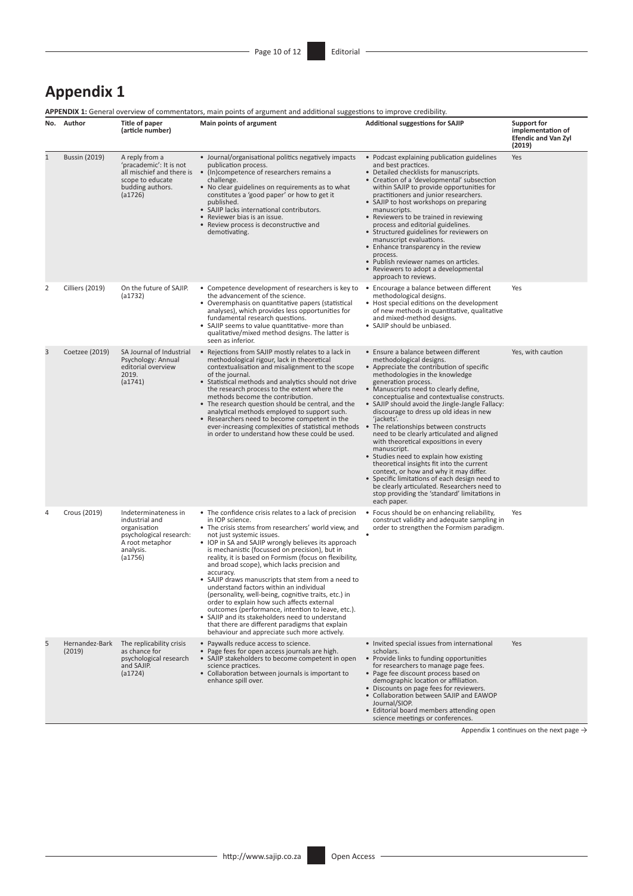# Appendix 1

**APPENDIX 1:** General overview of commentators, main points of argument and additional suggestions to improve credibility.

| No. | Author | Title of paper (article number) | Main points of argument | Additional suggestions for SAJIP | Support for implementation of Efendic and Van Zyl (2019) |
|---|---|---|---|---|---|
| 1 | Bussin (2019) | A reply from a 'pracademic': It is not all mischief and there is scope to educate budding authors. (a1726) | • Journal/organisational politics negatively impacts publication process.<br>• (In)competence of researchers remains a challenge.<br>• No clear guidelines on requirements as to what constitutes a 'good paper' or how to get it published.<br>• SAJIP lacks international contributors.<br>• Reviewer bias is an issue.<br>• Review process is deconstructive and demotivating. | • Podcast explaining publication guidelines and best practices.<br>• Detailed checklists for manuscripts.<br>• Creation of a 'developmental' subsection within SAJIP to provide opportunities for practitioners and junior researchers.<br>• SAJIP to host workshops on preparing manuscripts.<br>• Reviewers to be trained in reviewing process and editorial guidelines.<br>• Structured guidelines for reviewers on manuscript evaluations.<br>• Enhance transparency in the review process.<br>• Publish reviewer names on articles.<br>• Reviewers to adopt a developmental approach to reviews. | Yes |
| 2 | Cilliers (2019) | On the future of SAJIP. (a1732) | • Competence development of researchers is key to the advancement of the science.<br>• Overemphasis on quantitative papers (statistical analyses), which provides less opportunities for fundamental research questions.<br>• SAJIP seems to value quantitative- more than qualitative/mixed method designs. The latter is seen as inferior. | • Encourage a balance between different methodological designs.<br>• Host special editions on the development of new methods in quantitative, qualitative and mixed-method designs.<br>• SAJIP should be unbiased. | Yes |
| 3 | Coetzee (2019) | SA Journal of Industrial Psychology: Annual editorial overview 2019. (a1741) | • Rejections from SAJIP mostly relates to a lack in methodological rigour, lack in theoretical contextualisation and misalignment to the scope of the journal.<br>• Statistical methods and analytics should not drive the research process to the extent where the methods become the contribution.<br>• The research question should be central, and the analytical methods employed to support such.<br>• Researchers need to become competent in the ever-increasing complexities of statistical methods in order to understand how these could be used. | • Ensure a balance between different methodological designs.<br>• Appreciate the contribution of specific methodologies in the knowledge generation process.<br>• Manuscripts need to clearly define, conceptualise and contextualise constructs.<br>• SAJIP should avoid the Jingle-Jangle Fallacy: discourage to dress up old ideas in new 'jackets'.<br>• The relationships between constructs need to be clearly articulated and aligned with theoretical expositions in every manuscript.<br>• Studies need to explain how existing theoretical insights fit into the current context, or how and why it may differ.<br>• Specific limitations of each design need to be clearly articulated. Researchers need to stop providing the 'standard' limitations in each paper. | Yes, with caution |
| 4 | Crous (2019) | Indeterminateness in industrial and organisation psychological research: A root metaphor analysis. (a1756) | • The confidence crisis relates to a lack of precision in IOP science.<br>• The crisis stems from researchers' world view, and not just systemic issues.<br>• IOP in SA and SAJIP wrongly believes its approach is mechanistic (focussed on precision), but in reality, it is based on Formism (focus on flexibility, and broad scope), which lacks precision and accuracy.<br>• SAJIP draws manuscripts that stem from a need to understand factors within an individual (personality, well-being, cognitive traits, etc.) in order to explain how such affects external outcomes (performance, intention to leave, etc.).<br>• SAJIP and its stakeholders need to understand that there are different paradigms that explain behaviour and appreciate such more actively. | • Focus should be on enhancing reliability, construct validity and adequate sampling in order to strengthen the Formism paradigm.<br>• | Yes |
| 5 | Hernandez-Bark (2019) | The replicability crisis as chance for psychological research and SAJIP. (a1724) | • Paywalls reduce access to science.<br>• Page fees for open access journals are high.<br>• SAJIP stakeholders to become competent in open science practices.<br>• Collaboration between journals is important to enhance spill over. | • Invited special issues from international scholars.<br>• Provide links to funding opportunities for researchers to manage page fees.<br>• Page fee discount process based on demographic location or affiliation.<br>• Discounts on page fees for reviewers.<br>• Collaboration between SAJIP and EAWOP Journal/SIOP.<br>• Editorial board members attending open science meetings or conferences. | Yes |

Appendix 1 continues on the next page →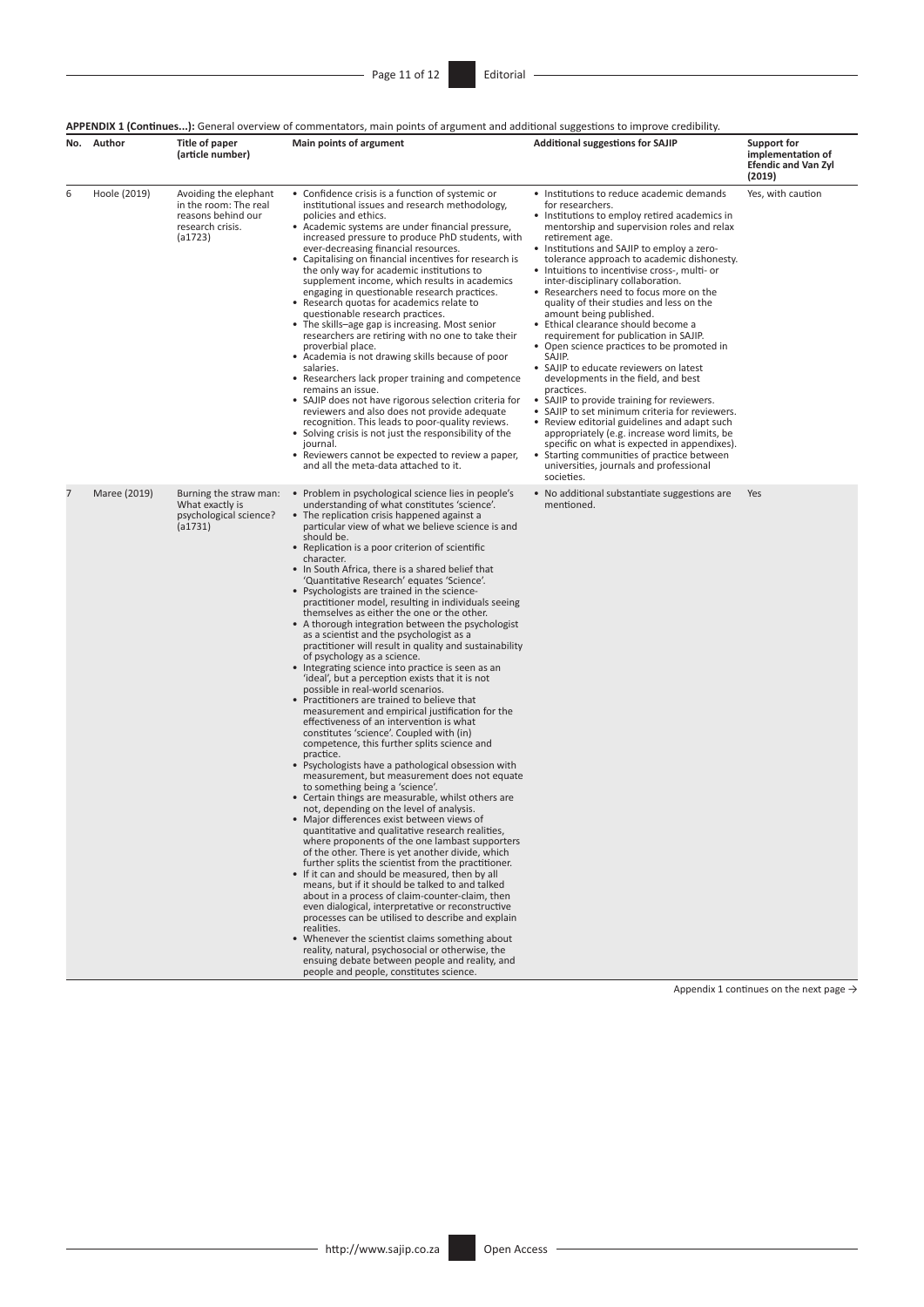**APPENDIX 1 (Continues...):** General overview of commentators, main points of argument and additional suggestions to improve credibility.

| No. | Author | Title of paper (article number) | Main points of argument | Additional suggestions for SAJIP | Support for implementation of Efendic and Van Zyl (2019) |
|---|---|---|---|---|---|
| 6 | Hoole (2019) | Avoiding the elephant in the room: The real reasons behind our research crisis. (a1723) | • Confidence crisis is a function of systemic or institutional issues and research methodology, policies and ethics.<br>• Academic systems are under financial pressure, increased pressure to produce PhD students, with ever-decreasing financial resources.<br>• Capitalising on financial incentives for research is the only way for academic institutions to supplement income, which results in academics engaging in questionable research practices.<br>• Research quotas for academics relate to questionable research practices.<br>• The skills–age gap is increasing. Most senior researchers are retiring with no one to take their proverbial place.<br>• Academia is not drawing skills because of poor salaries.<br>• Researchers lack proper training and competence remains an issue.<br>• SAJIP does not have rigorous selection criteria for reviewers and also does not provide adequate recognition. This leads to poor-quality reviews.<br>• Solving crisis is not just the responsibility of the journal.<br>• Reviewers cannot be expected to review a paper, and all the meta-data attached to it. | • Institutions to reduce academic demands for researchers.<br>• Institutions to employ retired academics in mentorship and supervision roles and relax retirement age.<br>• Institutions and SAJIP to employ a zero-tolerance approach to academic dishonesty.<br>• Intuitions to incentivise cross-, multi- or inter-disciplinary collaboration.<br>• Researchers need to focus more on the quality of their studies and less on the amount being published.<br>• Ethical clearance should become a requirement for publication in SAJIP.<br>• Open science practices to be promoted in SAJIP.<br>• SAJIP to educate reviewers on latest developments in the field, and best practices.<br>• SAJIP to provide training for reviewers.<br>• SAJIP to set minimum criteria for reviewers.<br>• Review editorial guidelines and adapt such appropriately (e.g. increase word limits, be specific on what is expected in appendixes).<br>• Starting communities of practice between universities, journals and professional societies. | Yes, with caution |
| 7 | Maree (2019) | Burning the straw man: What exactly is psychological science? (a1731) | • Problem in psychological science lies in people's understanding of what constitutes 'science'.<br>• The replication crisis happened against a particular view of what we believe science is and should be.<br>• Replication is a poor criterion of scientific character.<br>• In South Africa, there is a shared belief that 'Quantitative Research' equates 'Science'.<br>• Psychologists are trained in the science-practitioner model, resulting in individuals seeing themselves as either the one or the other.<br>• A thorough integration between the psychologist as a scientist and the psychologist as a practitioner will result in quality and sustainability of psychology as a science.<br>• Integrating science into practice is seen as an 'ideal', but a perception exists that it is not possible in real-world scenarios.<br>• Practitioners are trained to believe that measurement and empirical justification for the effectiveness of an intervention is what constitutes 'science'. Coupled with (in) competence, this further splits science and practice.<br>• Psychologists have a pathological obsession with measurement, but measurement does not equate to something being a 'science'.<br>• Certain things are measurable, whilst others are not, depending on the level of analysis.<br>• Major differences exist between views of quantitative and qualitative research realities, where proponents of the one lambast supporters of the other. There is yet another divide, which further splits the scientist from the practitioner.<br>• If it can and should be measured, then by all means, but if it should be talked to and talked about in a process of claim-counter-claim, then even dialogical, interpretative or reconstructive processes can be utilised to describe and explain realities.<br>• Whenever the scientist claims something about reality, natural, psychosocial or otherwise, the ensuing debate between people and reality, and people and people, constitutes science. | • No additional substantiate suggestions are mentioned. | Yes |

Appendix 1 continues on the next page →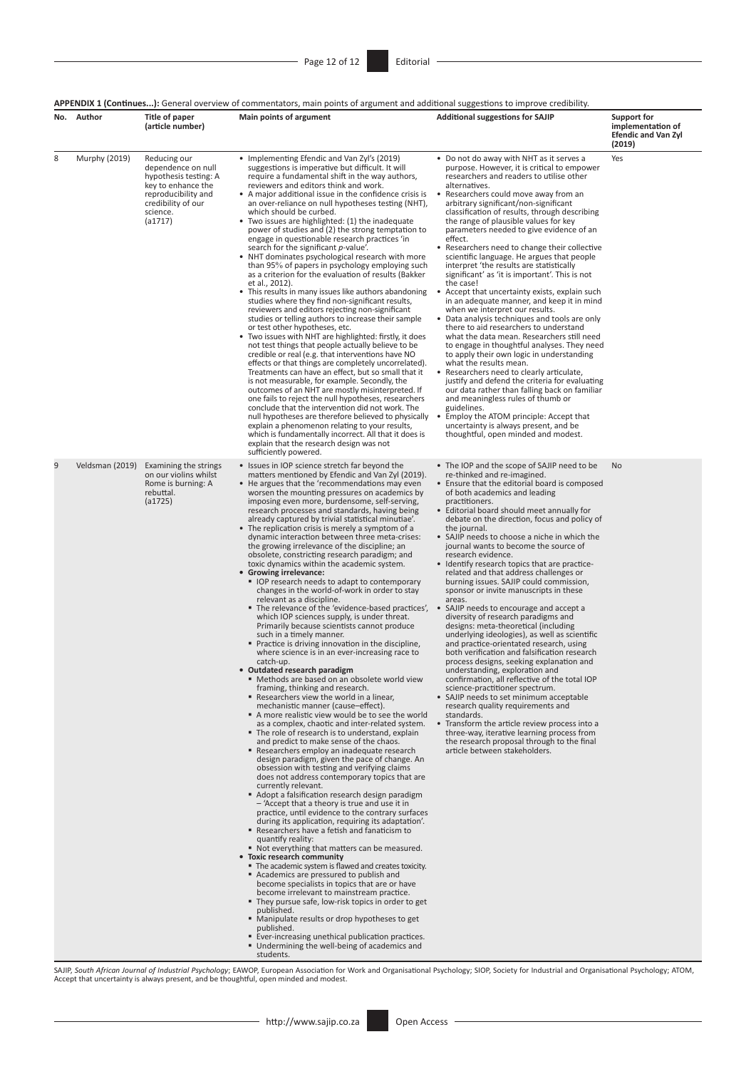**APPENDIX 1 (Continues...):** General overview of commentators, main points of argument and additional suggestions to improve credibility.

| No. | Author | Title of paper (article number) | Main points of argument | Additional suggestions for SAJIP | Support for implementation of Efendic and Van Zyl (2019) |
|---|---|---|---|---|---|
| 8 | Murphy (2019) | Reducing our dependence on null hypothesis testing: A key to enhance the reproducibility and credibility of our science. (a1717) | • Implementing Efendic and Van Zyl's (2019) suggestions is imperative but difficult. It will require a fundamental shift in the way authors, reviewers and editors think and work.<br>• A major additional issue in the confidence crisis is an over-reliance on null hypotheses testing (NHT), which should be curbed.<br>• Two issues are highlighted: (1) the inadequate power of studies and (2) the strong temptation to engage in questionable research practices 'in search for the significant *p*-value'.<br>• NHT dominates psychological research with more than 95% of papers in psychology employing such as a criterion for the evaluation of results (Bakker et al., 2012).<br>• This results in many issues like authors abandoning studies where they find non-significant results, reviewers and editors rejecting non-significant studies or telling authors to increase their sample or test other hypotheses, etc.<br>• Two issues with NHT are highlighted: firstly, it does not test things that people actually believe to be credible or real (e.g. that interventions have NO effects or that things are completely uncorrelated). Treatments can have an effect, but so small that it is not measurable, for example. Secondly, the outcomes of an NHT are mostly misinterpreted. If one fails to reject the null hypotheses, researchers conclude that the intervention did not work. The null hypotheses are therefore believed to physically explain a phenomenon relating to your results, which is fundamentally incorrect. All that it does is explain that the research design was not sufficiently powered. | • Do not do away with NHT as it serves a purpose. However, it is critical to empower researchers and readers to utilise other alternatives.<br>• Researchers could move away from an arbitrary significant/non-significant classification of results, through describing the range of plausible values for key parameters needed to give evidence of an effect.<br>• Researchers need to change their collective scientific language. He argues that people interpret 'the results are statistically significant' as 'it is important'. This is not the case!<br>• Accept that uncertainty exists, explain such in an adequate manner, and keep it in mind when we interpret our results.<br>• Data analysis techniques and tools are only there to aid researchers to understand what the data mean. Researchers still need to engage in thoughtful analyses. They need to apply their own logic in understanding what the results mean.<br>• Researchers need to clearly articulate, justify and defend the criteria for evaluating our data rather than falling back on familiar and meaningless rules of thumb or guidelines.<br>• Employ the ATOM principle: Accept that uncertainty is always present, and be thoughtful, open minded and modest. | Yes |
| 9 | Veldsman (2019) | Examining the strings on our violins whilst Rome is burning: A rebuttal. (a1725) | • Issues in IOP science stretch far beyond the matters mentioned by Efendic and Van Zyl (2019).<br>• He argues that the 'recommendations may even worsen the mounting pressures on academics by imposing even more, burdensome, self-serving, research processes and standards, having being already captured by trivial statistical minutiae'.<br>• The replication crisis is merely a symptom of a dynamic interaction between three meta-crises: the growing irrelevance of the discipline; an obsolete, constricting research paradigm; and toxic dynamics within the academic system.<br>• **Growing irrelevance:**<br>▪ IOP research needs to adapt to contemporary changes in the world-of-work in order to stay relevant as a discipline.<br>▪ The relevance of the 'evidence-based practices', which IOP sciences supply, is under threat. Primarily because scientists cannot produce such in a timely manner.<br>▪ Practice is driving innovation in the discipline, where science is in an ever-increasing race to catch-up.<br>• **Outdated research paradigm**<br>▪ Methods are based on an obsolete world view framing, thinking and research.<br>▪ Researchers view the world in a linear, mechanistic manner (cause–effect).<br>▪ A more realistic view would be to see the world as a complex, chaotic and inter-related system.<br>▪ The role of research is to understand, explain and predict to make sense of the chaos.<br>▪ Researchers employ an inadequate research design paradigm, given the pace of change. An obsession with testing and verifying claims does not address contemporary topics that are currently relevant.<br>▪ Adopt a falsification research design paradigm – 'Accept that a theory is true and use it in practice, until evidence to the contrary surfaces during its application, requiring its adaptation'.<br>▪ Researchers have a fetish and fanaticism to quantify reality:<br>▪ Not everything that matters can be measured.<br>• **Toxic research community**<br>▪ The academic system is flawed and creates toxicity.<br>▪ Academics are pressured to publish and become specialists in topics that are or have become irrelevant to mainstream practice.<br>▪ They pursue safe, low-risk topics in order to get published.<br>▪ Manipulate results or drop hypotheses to get published.<br>▪ Ever-increasing unethical publication practices.<br>▪ Undermining the well-being of academics and students. | • The IOP and the scope of SAJIP need to be re-thinked and re-imagined.<br>• Ensure that the editorial board is composed of both academics and leading practitioners.<br>• Editorial board should meet annually for debate on the direction, focus and policy of the journal.<br>• SAJIP needs to choose a niche in which the journal wants to become the source of research evidence.<br>• Identify research topics that are practice-related and that address challenges or burning issues. SAJIP could commission, sponsor or invite manuscripts in these areas.<br>• SAJIP needs to encourage and accept a diversity of research paradigms and designs: meta-theoretical (including underlying ideologies), as well as scientific and practice-orientated research, using both verification and falsification research process designs, seeking explanation and understanding, exploration and confirmation, all reflective of the total IOP science-practitioner spectrum.<br>• SAJIP needs to set minimum acceptable research quality requirements and standards.<br>• Transform the article review process into a three-way, iterative learning process from the research proposal through to the final article between stakeholders. | No |

SAJIP, *South African Journal of Industrial Psychology*; EAWOP, European Association for Work and Organisational Psychology; SIOP, Society for Industrial and Organisational Psychology; ATOM, Accept that uncertainty is always present, and be thoughtful, open minded and modest.